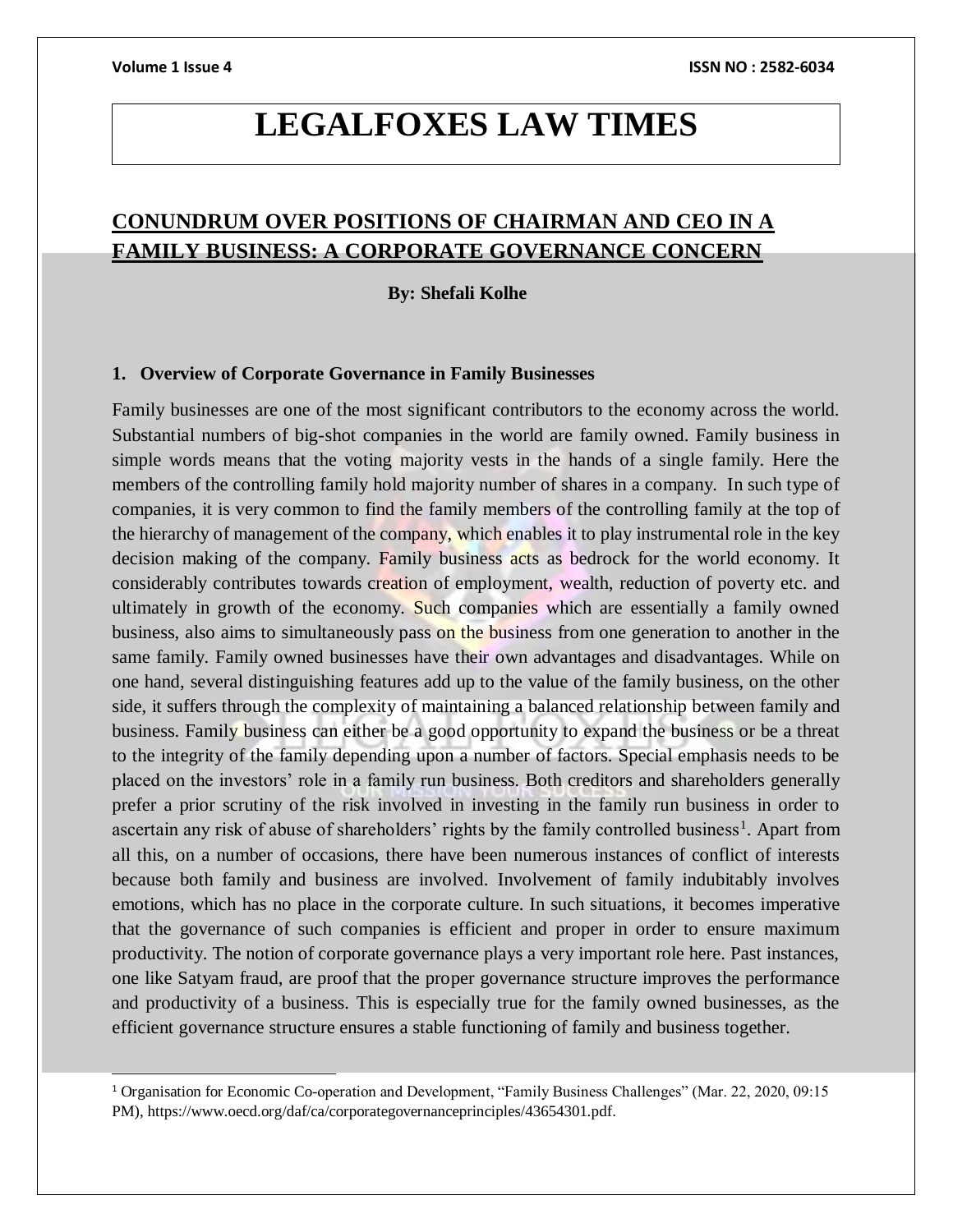# LEGALFOXES LAW TIMES

## CONUNDRUM OVER POSITIONS OF CHAIRMAN AND CEO IN A FAMILY BUSINESS: A CORPORATE GOVERNANCE CONCERN

**By: Shefali Kolhe**

### 1. Overview of Corporate Governance in Family Businesses

Family businesses are one of the most significant contributors to the economy across the world. Substantial numbers of big-shot companies in the world are family owned. Family business in simple words means that the voting majority vests in the hands of a single family. Here the members of the controlling family hold majority number of shares in a company. In such type of companies, it is very common to find the family members of the controlling family at the top of the hierarchy of management of the company, which enables it to play instrumental role in the key decision making of the company. Family business acts as bedrock for the world economy. It considerably contributes towards creation of employment, wealth, reduction of poverty etc. and ultimately in growth of the economy. Such companies which are essentially a family owned business, also aims to simultaneously pass on the business from one generation to another in the same family. Family owned businesses have their own advantages and disadvantages. While on one hand, several distinguishing features add up to the value of the family business, on the other side, it suffers through the complexity of maintaining a balanced relationship between family and business. Family business can either be a good opportunity to expand the business or be a threat to the integrity of the family depending upon a number of factors. Special emphasis needs to be placed on the investors' role in a family run business. Both creditors and shareholders generally prefer a prior scrutiny of the risk involved in investing in the family run business in order to ascertain any risk of abuse of shareholders' rights by the family controlled business[1]. Apart from all this, on a number of occasions, there have been numerous instances of conflict of interests because both family and business are involved. Involvement of family indubitably involves emotions, which has no place in the corporate culture. In such situations, it becomes imperative that the governance of such companies is efficient and proper in order to ensure maximum productivity. The notion of corporate governance plays a very important role here. Past instances, one like Satyam fraud, are proof that the proper governance structure improves the performance and productivity of a business. This is especially true for the family owned businesses, as the efficient governance structure ensures a stable functioning of family and business together.

---

[1] Organisation for Economic Co-operation and Development, "Family Business Challenges" (Mar. 22, 2020, 09:15 PM), https://www.oecd.org/daf/ca/corporategovernanceprinciples/43654301.pdf.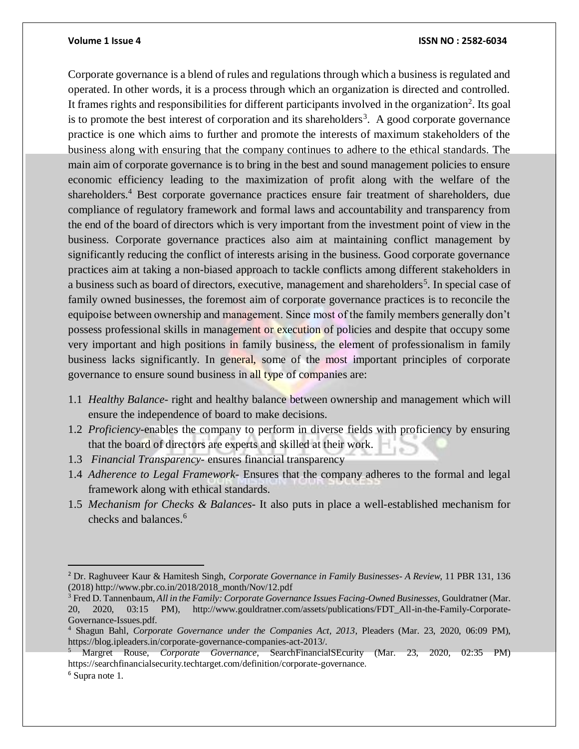Corporate governance is a blend of rules and regulations through which a business is regulated and operated. In other words, it is a process through which an organization is directed and controlled. It frames rights and responsibilities for different participants involved in the organization[2]. Its goal is to promote the best interest of corporation and its shareholders[3]. A good corporate governance practice is one which aims to further and promote the interests of maximum stakeholders of the business along with ensuring that the company continues to adhere to the ethical standards. The main aim of corporate governance is to bring in the best and sound management policies to ensure economic efficiency leading to the maximization of profit along with the welfare of the shareholders.[4] Best corporate governance practices ensure fair treatment of shareholders, due compliance of regulatory framework and formal laws and accountability and transparency from the end of the board of directors which is very important from the investment point of view in the business. Corporate governance practices also aim at maintaining conflict management by significantly reducing the conflict of interests arising in the business. Good corporate governance practices aim at taking a non-biased approach to tackle conflicts among different stakeholders in a business such as board of directors, executive, management and shareholders[5]. In special case of family owned businesses, the foremost aim of corporate governance practices is to reconcile the equipoise between ownership and management. Since most of the family members generally don't possess professional skills in management or execution of policies and despite that occupy some very important and high positions in family business, the element of professionalism in family business lacks significantly. In general, some of the most important principles of corporate governance to ensure sound business in all type of companies are:

1.1 *Healthy Balance*- right and healthy balance between ownership and management which will ensure the independence of board to make decisions.
1.2 *Proficiency*-enables the company to perform in diverse fields with proficiency by ensuring that the board of directors are experts and skilled at their work.
1.3 *Financial Transparency*- ensures financial transparency
1.4 *Adherence to Legal Framework*- Ensures that the company adheres to the formal and legal framework along with ethical standards.
1.5 *Mechanism for Checks & Balances*- It also puts in place a well-established mechanism for checks and balances.[6]

---

[2] Dr. Raghuveer Kaur & Hamitesh Singh, *Corporate Governance in Family Businesses- A Review*, 11 PBR 131, 136 (2018) http://www.pbr.co.in/2018/2018_month/Nov/12.pdf

[3] Fred D. Tannenbaum, *All in the Family: Corporate Governance Issues Facing-Owned Businesses*, Gouldratner (Mar. 20, 2020, 03:15 PM), http://www.gouldratner.com/assets/publications/FDT_All-in-the-Family-Corporate-Governance-Issues.pdf.

[4] Shagun Bahl, *Corporate Governance under the Companies Act, 2013*, Pleaders (Mar. 23, 2020, 06:09 PM), https://blog.ipleaders.in/corporate-governance-companies-act-2013/.

[5] Margret Rouse, *Corporate Governance*, SearchFinancialSEcurity (Mar. 23, 2020, 02:35 PM) https://searchfinancialsecurity.techtarget.com/definition/corporate-governance.

[6] Supra note 1.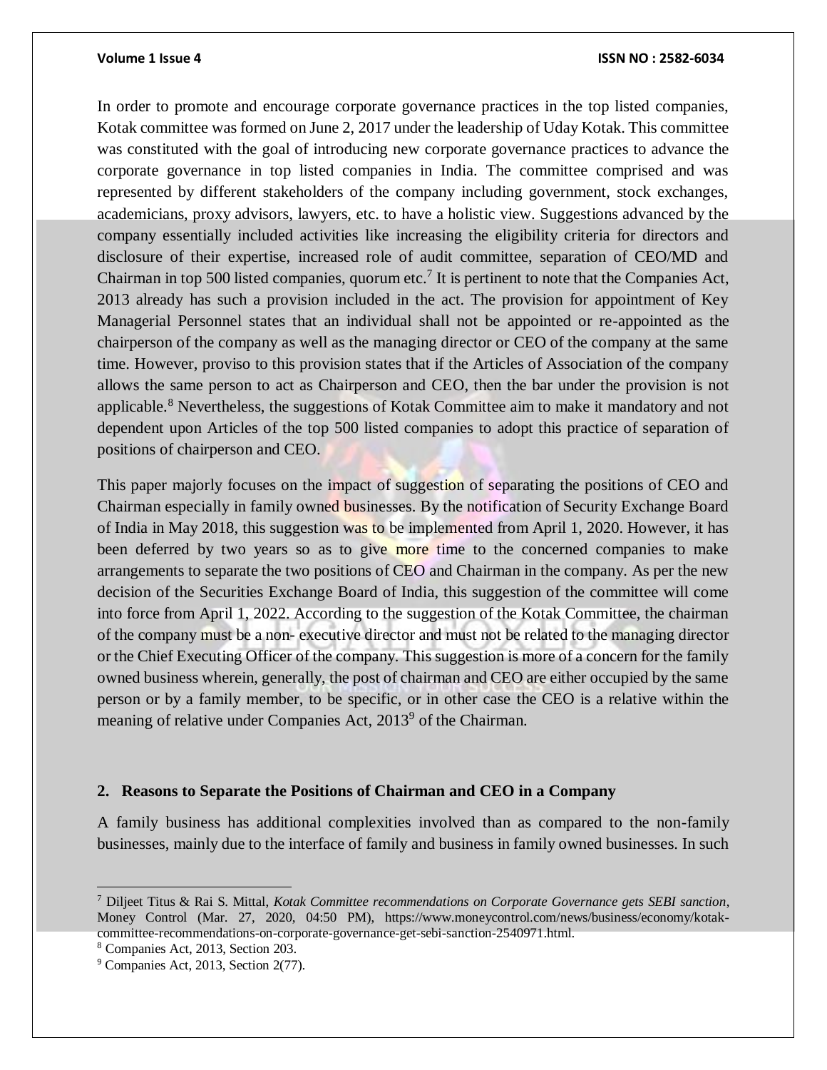In order to promote and encourage corporate governance practices in the top listed companies, Kotak committee was formed on June 2, 2017 under the leadership of Uday Kotak. This committee was constituted with the goal of introducing new corporate governance practices to advance the corporate governance in top listed companies in India. The committee comprised and was represented by different stakeholders of the company including government, stock exchanges, academicians, proxy advisors, lawyers, etc. to have a holistic view. Suggestions advanced by the company essentially included activities like increasing the eligibility criteria for directors and disclosure of their expertise, increased role of audit committee, separation of CEO/MD and Chairman in top 500 listed companies, quorum etc.[7] It is pertinent to note that the Companies Act, 2013 already has such a provision included in the act. The provision for appointment of Key Managerial Personnel states that an individual shall not be appointed or re-appointed as the chairperson of the company as well as the managing director or CEO of the company at the same time. However, proviso to this provision states that if the Articles of Association of the company allows the same person to act as Chairperson and CEO, then the bar under the provision is not applicable.[8] Nevertheless, the suggestions of Kotak Committee aim to make it mandatory and not dependent upon Articles of the top 500 listed companies to adopt this practice of separation of positions of chairperson and CEO.

This paper majorly focuses on the impact of suggestion of separating the positions of CEO and Chairman especially in family owned businesses. By the notification of Security Exchange Board of India in May 2018, this suggestion was to be implemented from April 1, 2020. However, it has been deferred by two years so as to give more time to the concerned companies to make arrangements to separate the two positions of CEO and Chairman in the company. As per the new decision of the Securities Exchange Board of India, this suggestion of the committee will come into force from April 1, 2022. According to the suggestion of the Kotak Committee, the chairman of the company must be a non- executive director and must not be related to the managing director or the Chief Executing Officer of the company. This suggestion is more of a concern for the family owned business wherein, generally, the post of chairman and CEO are either occupied by the same person or by a family member, to be specific, or in other case the CEO is a relative within the meaning of relative under Companies Act, 2013[9] of the Chairman.

## 2. Reasons to Separate the Positions of Chairman and CEO in a Company

A family business has additional complexities involved than as compared to the non-family businesses, mainly due to the interface of family and business in family owned businesses. In such

---

[7] Diljeet Titus & Rai S. Mittal, *Kotak Committee recommendations on Corporate Governance gets SEBI sanction*, Money Control (Mar. 27, 2020, 04:50 PM), https://www.moneycontrol.com/news/business/economy/kotak-committee-recommendations-on-corporate-governance-get-sebi-sanction-2540971.html.

[8] Companies Act, 2013, Section 203.

[9] Companies Act, 2013, Section 2(77).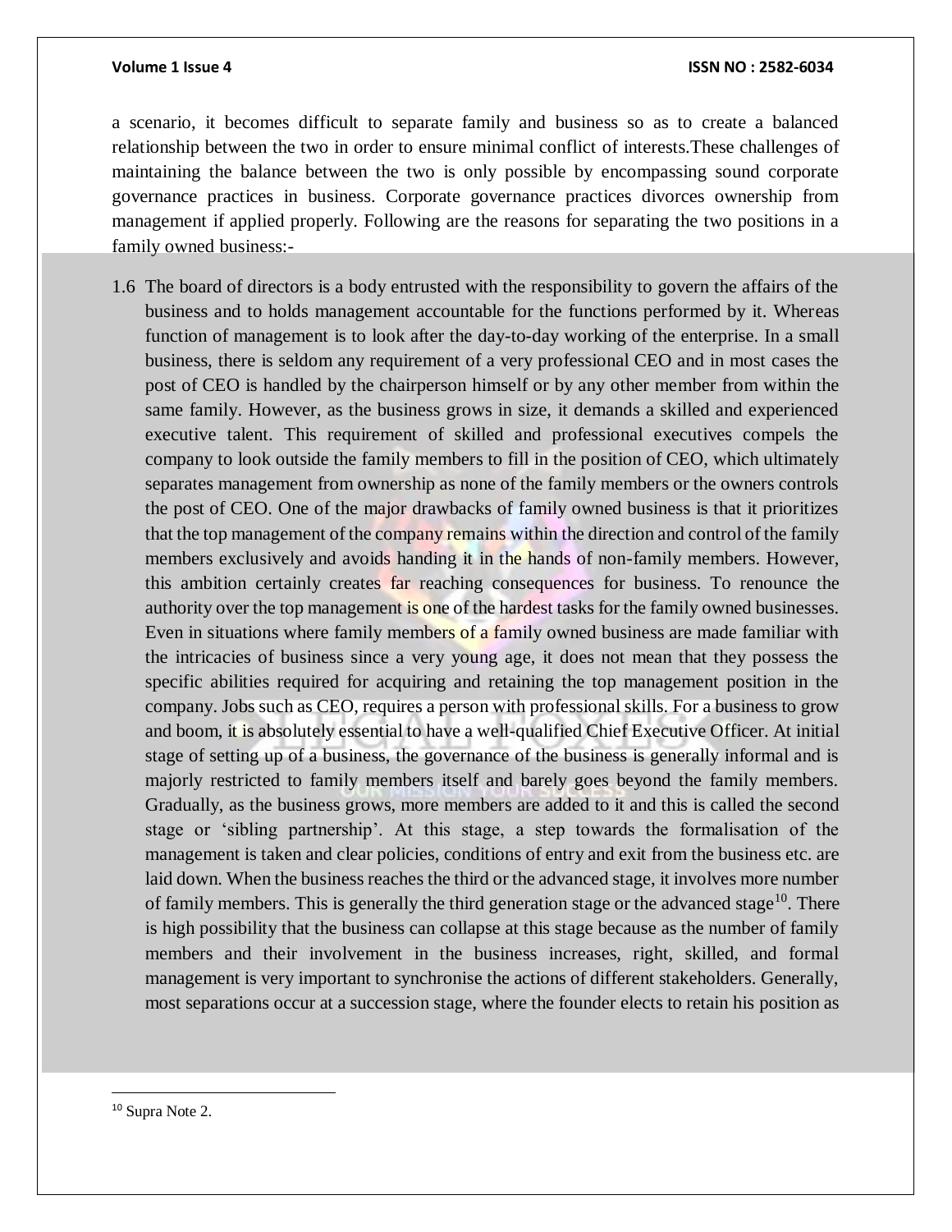a scenario, it becomes difficult to separate family and business so as to create a balanced relationship between the two in order to ensure minimal conflict of interests.These challenges of maintaining the balance between the two is only possible by encompassing sound corporate governance practices in business. Corporate governance practices divorces ownership from management if applied properly. Following are the reasons for separating the two positions in a family owned business:-

1.6 The board of directors is a body entrusted with the responsibility to govern the affairs of the business and to holds management accountable for the functions performed by it. Whereas function of management is to look after the day-to-day working of the enterprise. In a small business, there is seldom any requirement of a very professional CEO and in most cases the post of CEO is handled by the chairperson himself or by any other member from within the same family. However, as the business grows in size, it demands a skilled and experienced executive talent. This requirement of skilled and professional executives compels the company to look outside the family members to fill in the position of CEO, which ultimately separates management from ownership as none of the family members or the owners controls the post of CEO. One of the major drawbacks of family owned business is that it prioritizes that the top management of the company remains within the direction and control of the family members exclusively and avoids handing it in the hands of non-family members. However, this ambition certainly creates far reaching consequences for business. To renounce the authority over the top management is one of the hardest tasks for the family owned businesses. Even in situations where family members of a family owned business are made familiar with the intricacies of business since a very young age, it does not mean that they possess the specific abilities required for acquiring and retaining the top management position in the company. Jobs such as CEO, requires a person with professional skills. For a business to grow and boom, it is absolutely essential to have a well-qualified Chief Executive Officer. At initial stage of setting up of a business, the governance of the business is generally informal and is majorly restricted to family members itself and barely goes beyond the family members. Gradually, as the business grows, more members are added to it and this is called the second stage or 'sibling partnership'. At this stage, a step towards the formalisation of the management is taken and clear policies, conditions of entry and exit from the business etc. are laid down. When the business reaches the third or the advanced stage, it involves more number of family members. This is generally the third generation stage or the advanced stage[10]. There is high possibility that the business can collapse at this stage because as the number of family members and their involvement in the business increases, right, skilled, and formal management is very important to synchronise the actions of different stakeholders. Generally, most separations occur at a succession stage, where the founder elects to retain his position as

[10] Supra Note 2.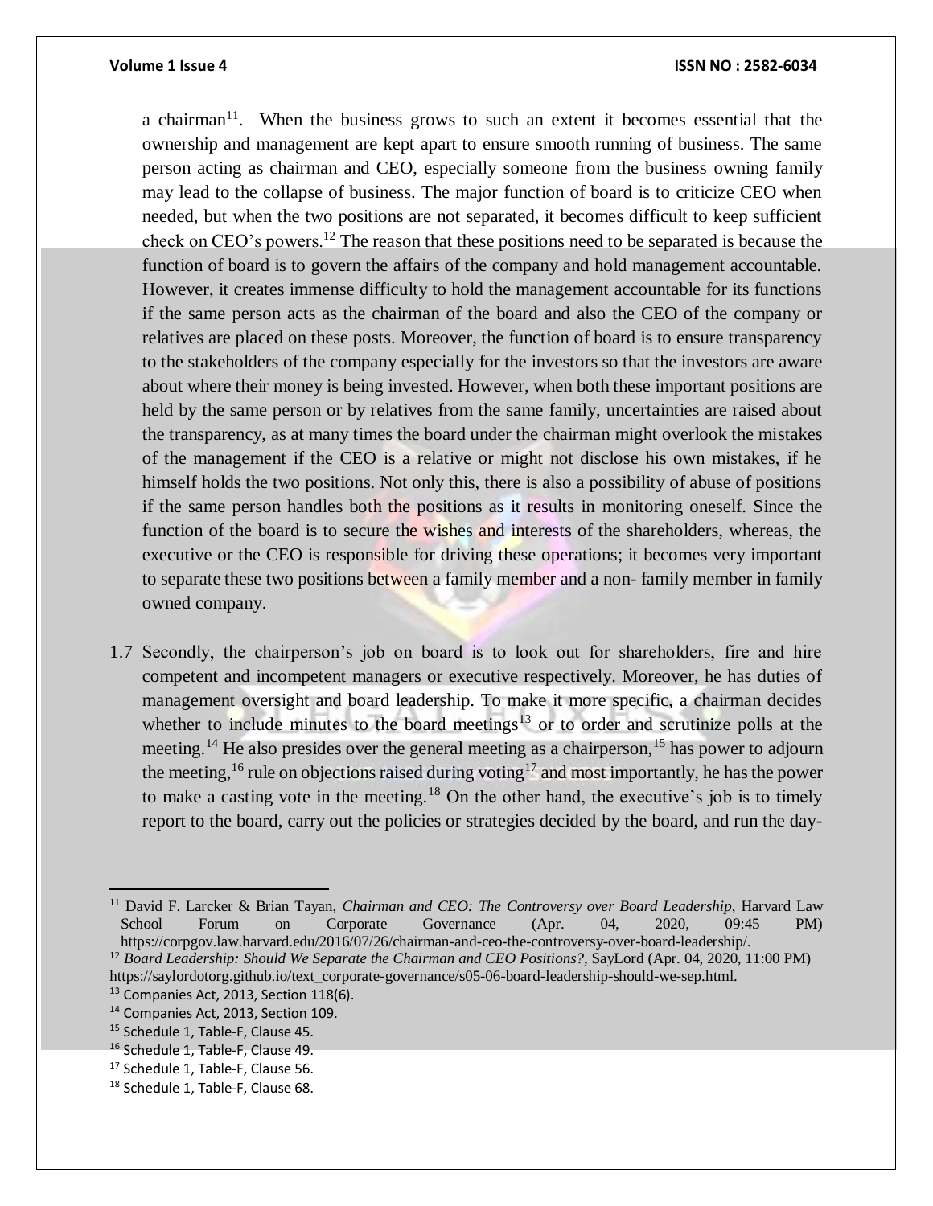a chairman[11]. When the business grows to such an extent it becomes essential that the ownership and management are kept apart to ensure smooth running of business. The same person acting as chairman and CEO, especially someone from the business owning family may lead to the collapse of business. The major function of board is to criticize CEO when needed, but when the two positions are not separated, it becomes difficult to keep sufficient check on CEO's powers.[12] The reason that these positions need to be separated is because the function of board is to govern the affairs of the company and hold management accountable. However, it creates immense difficulty to hold the management accountable for its functions if the same person acts as the chairman of the board and also the CEO of the company or relatives are placed on these posts. Moreover, the function of board is to ensure transparency to the stakeholders of the company especially for the investors so that the investors are aware about where their money is being invested. However, when both these important positions are held by the same person or by relatives from the same family, uncertainties are raised about the transparency, as at many times the board under the chairman might overlook the mistakes of the management if the CEO is a relative or might not disclose his own mistakes, if he himself holds the two positions. Not only this, there is also a possibility of abuse of positions if the same person handles both the positions as it results in monitoring oneself. Since the function of the board is to secure the wishes and interests of the shareholders, whereas, the executive or the CEO is responsible for driving these operations; it becomes very important to separate these two positions between a family member and a non- family member in family owned company.

1.7 Secondly, the chairperson's job on board is to look out for shareholders, fire and hire competent and incompetent managers or executive respectively. Moreover, he has duties of management oversight and board leadership. To make it more specific, a chairman decides whether to include minutes to the board meetings[13] or to order and scrutinize polls at the meeting.[14] He also presides over the general meeting as a chairperson,[15] has power to adjourn the meeting,[16] rule on objections raised during voting[17] and most importantly, he has the power to make a casting vote in the meeting.[18] On the other hand, the executive's job is to timely report to the board, carry out the policies or strategies decided by the board, and run the day-

---

[11] David F. Larcker & Brian Tayan, *Chairman and CEO: The Controversy over Board Leadership*, Harvard Law School Forum on Corporate Governance (Apr. 04, 2020, 09:45 PM) https://corpgov.law.harvard.edu/2016/07/26/chairman-and-ceo-the-controversy-over-board-leadership/.

[12] *Board Leadership: Should We Separate the Chairman and CEO Positions?*, SayLord (Apr. 04, 2020, 11:00 PM) https://saylordotorg.github.io/text_corporate-governance/s05-06-board-leadership-should-we-sep.html.

[13] Companies Act, 2013, Section 118(6).

[14] Companies Act, 2013, Section 109.

[15] Schedule 1, Table-F, Clause 45.

[16] Schedule 1, Table-F, Clause 49.

[17] Schedule 1, Table-F, Clause 56.

[18] Schedule 1, Table-F, Clause 68.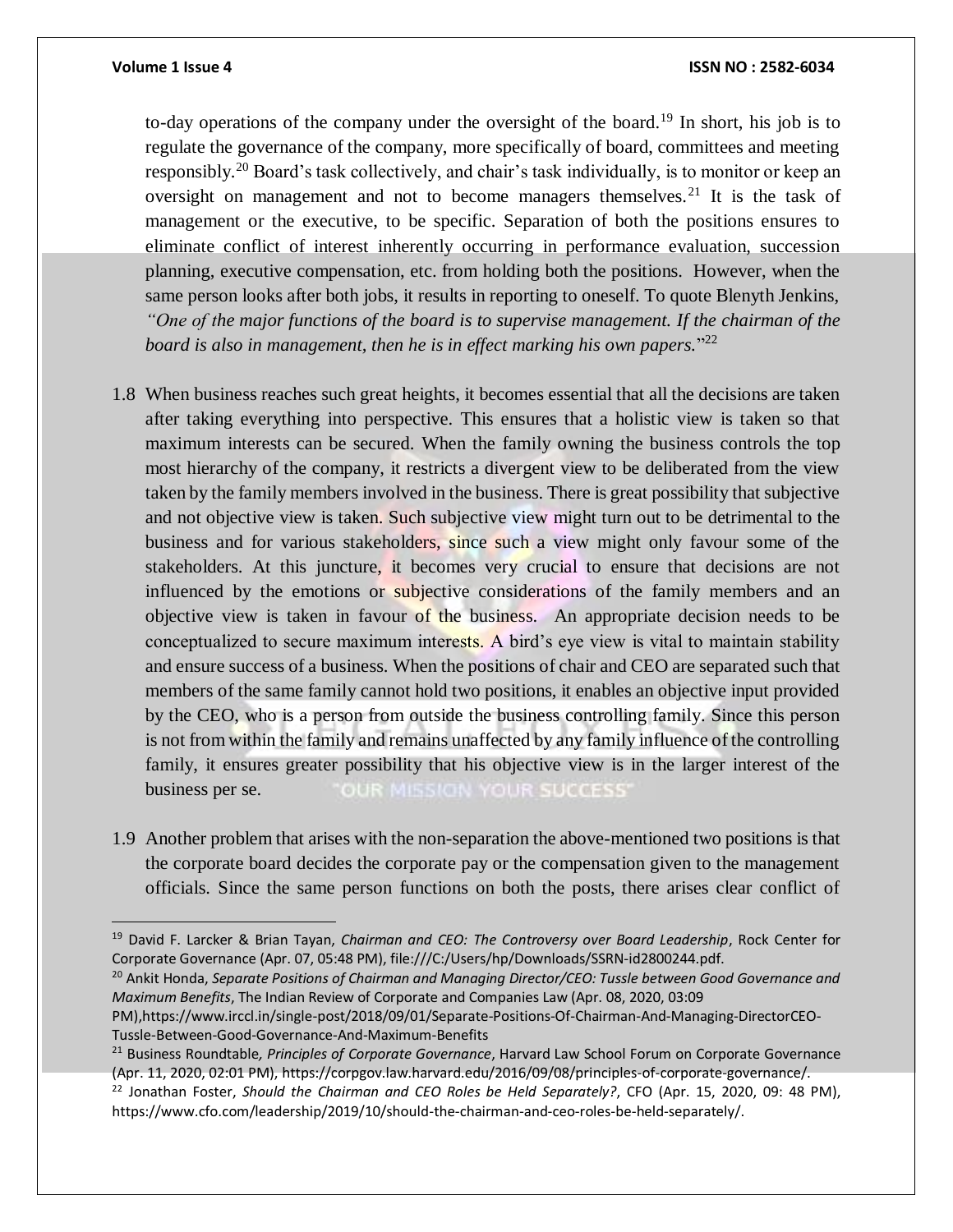to-day operations of the company under the oversight of the board.[19] In short, his job is to regulate the governance of the company, more specifically of board, committees and meeting responsibly.[20] Board's task collectively, and chair's task individually, is to monitor or keep an oversight on management and not to become managers themselves.[21] It is the task of management or the executive, to be specific. Separation of both the positions ensures to eliminate conflict of interest inherently occurring in performance evaluation, succession planning, executive compensation, etc. from holding both the positions. However, when the same person looks after both jobs, it results in reporting to oneself. To quote Blenyth Jenkins, *"One of the major functions of the board is to supervise management. If the chairman of the board is also in management, then he is in effect marking his own papers.*"[22]

1.8 When business reaches such great heights, it becomes essential that all the decisions are taken after taking everything into perspective. This ensures that a holistic view is taken so that maximum interests can be secured. When the family owning the business controls the top most hierarchy of the company, it restricts a divergent view to be deliberated from the view taken by the family members involved in the business. There is great possibility that subjective and not objective view is taken. Such subjective view might turn out to be detrimental to the business and for various stakeholders, since such a view might only favour some of the stakeholders. At this juncture, it becomes very crucial to ensure that decisions are not influenced by the emotions or subjective considerations of the family members and an objective view is taken in favour of the business. An appropriate decision needs to be conceptualized to secure maximum interests. A bird's eye view is vital to maintain stability and ensure success of a business. When the positions of chair and CEO are separated such that members of the same family cannot hold two positions, it enables an objective input provided by the CEO, who is a person from outside the business controlling family. Since this person is not from within the family and remains unaffected by any family influence of the controlling family, it ensures greater possibility that his objective view is in the larger interest of the business per se.

1.9 Another problem that arises with the non-separation the above-mentioned two positions is that the corporate board decides the corporate pay or the compensation given to the management officials. Since the same person functions on both the posts, there arises clear conflict of

---

[19] David F. Larcker & Brian Tayan, *Chairman and CEO: The Controversy over Board Leadership*, Rock Center for Corporate Governance (Apr. 07, 05:48 PM), file:///C:/Users/hp/Downloads/SSRN-id2800244.pdf.

[20] Ankit Honda, *Separate Positions of Chairman and Managing Director/CEO: Tussle between Good Governance and Maximum Benefits*, The Indian Review of Corporate and Companies Law (Apr. 08, 2020, 03:09 PM),https://www.irccl.in/single-post/2018/09/01/Separate-Positions-Of-Chairman-And-Managing-DirectorCEO-Tussle-Between-Good-Governance-And-Maximum-Benefits

[21] Business Roundtable, *Principles of Corporate Governance*, Harvard Law School Forum on Corporate Governance (Apr. 11, 2020, 02:01 PM), https://corpgov.law.harvard.edu/2016/09/08/principles-of-corporate-governance/.

[22] Jonathan Foster, *Should the Chairman and CEO Roles be Held Separately?*, CFO (Apr. 15, 2020, 09: 48 PM), https://www.cfo.com/leadership/2019/10/should-the-chairman-and-ceo-roles-be-held-separately/.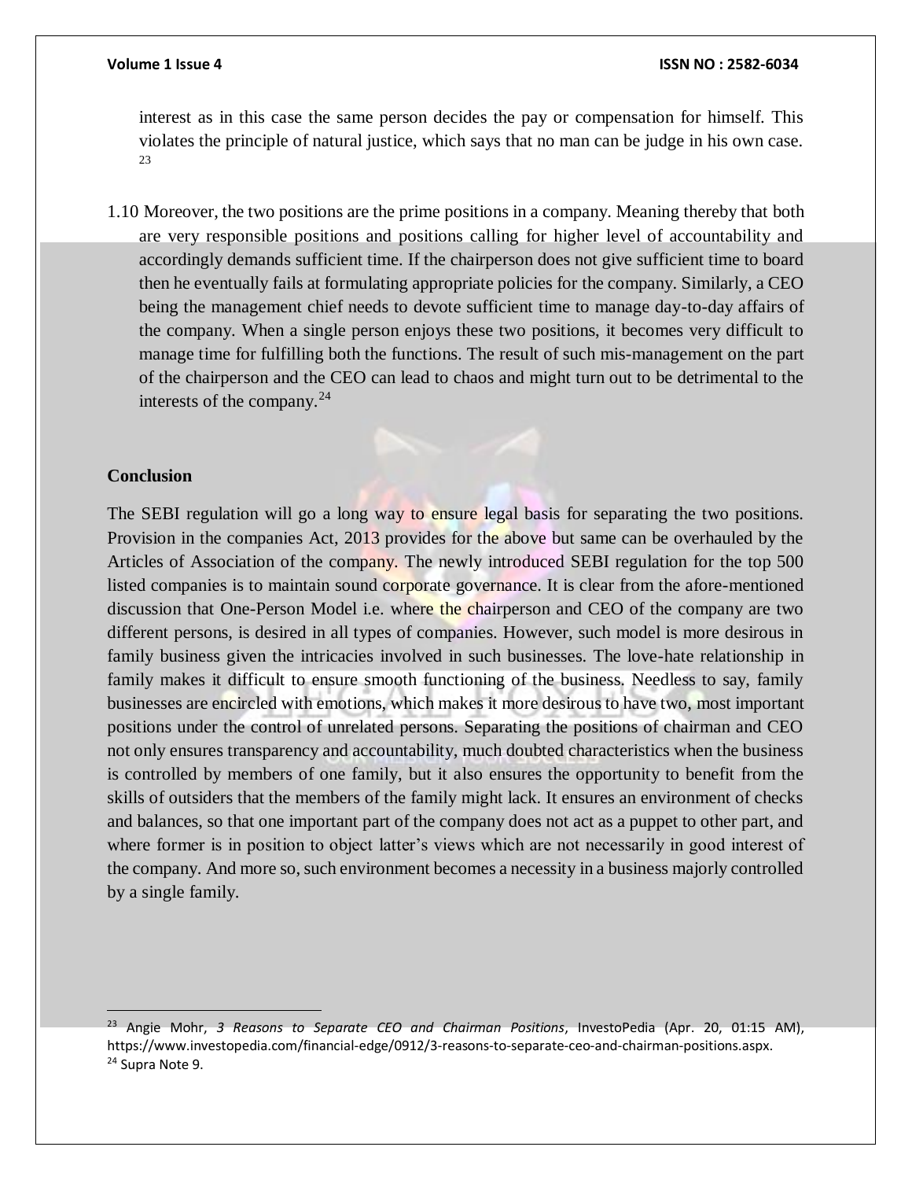interest as in this case the same person decides the pay or compensation for himself. This violates the principle of natural justice, which says that no man can be judge in his own case. [23]

1.10 Moreover, the two positions are the prime positions in a company. Meaning thereby that both are very responsible positions and positions calling for higher level of accountability and accordingly demands sufficient time. If the chairperson does not give sufficient time to board then he eventually fails at formulating appropriate policies for the company. Similarly, a CEO being the management chief needs to devote sufficient time to manage day-to-day affairs of the company. When a single person enjoys these two positions, it becomes very difficult to manage time for fulfilling both the functions. The result of such mis-management on the part of the chairperson and the CEO can lead to chaos and might turn out to be detrimental to the interests of the company.[24]

**Conclusion**

The SEBI regulation will go a long way to ensure legal basis for separating the two positions. Provision in the companies Act, 2013 provides for the above but same can be overhauled by the Articles of Association of the company. The newly introduced SEBI regulation for the top 500 listed companies is to maintain sound corporate governance. It is clear from the afore-mentioned discussion that One-Person Model i.e. where the chairperson and CEO of the company are two different persons, is desired in all types of companies. However, such model is more desirous in family business given the intricacies involved in such businesses. The love-hate relationship in family makes it difficult to ensure smooth functioning of the business. Needless to say, family businesses are encircled with emotions, which makes it more desirous to have two, most important positions under the control of unrelated persons. Separating the positions of chairman and CEO not only ensures transparency and accountability, much doubted characteristics when the business is controlled by members of one family, but it also ensures the opportunity to benefit from the skills of outsiders that the members of the family might lack. It ensures an environment of checks and balances, so that one important part of the company does not act as a puppet to other part, and where former is in position to object latter's views which are not necessarily in good interest of the company. And more so, such environment becomes a necessity in a business majorly controlled by a single family.

---

[23] Angie Mohr, *3 Reasons to Separate CEO and Chairman Positions*, InvestoPedia (Apr. 20, 01:15 AM), https://www.investopedia.com/financial-edge/0912/3-reasons-to-separate-ceo-and-chairman-positions.aspx.

[24] Supra Note 9.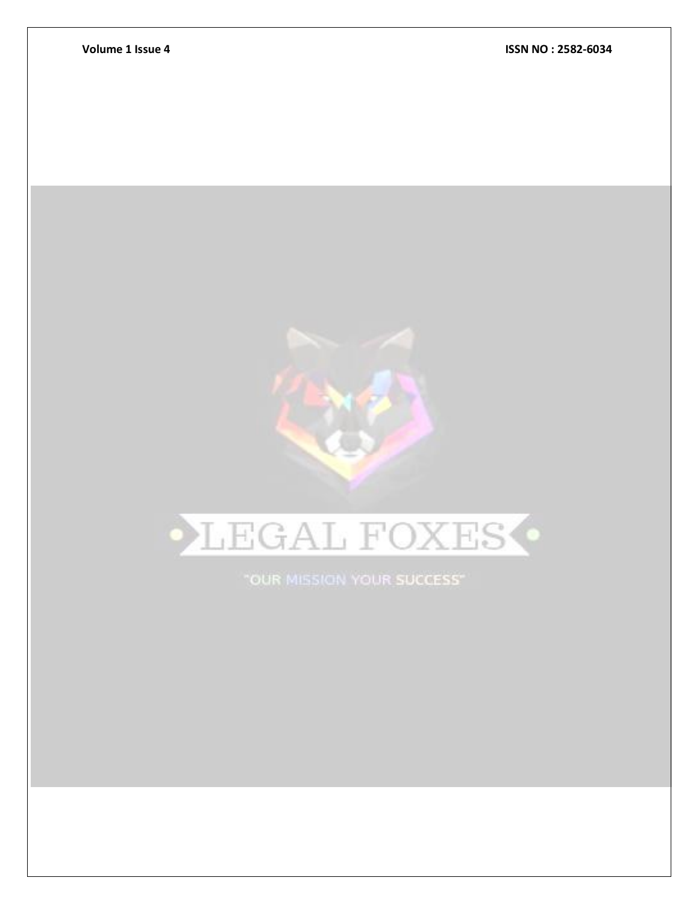LEGAL FOXES

"OUR MISSION YOUR SUCCESS"